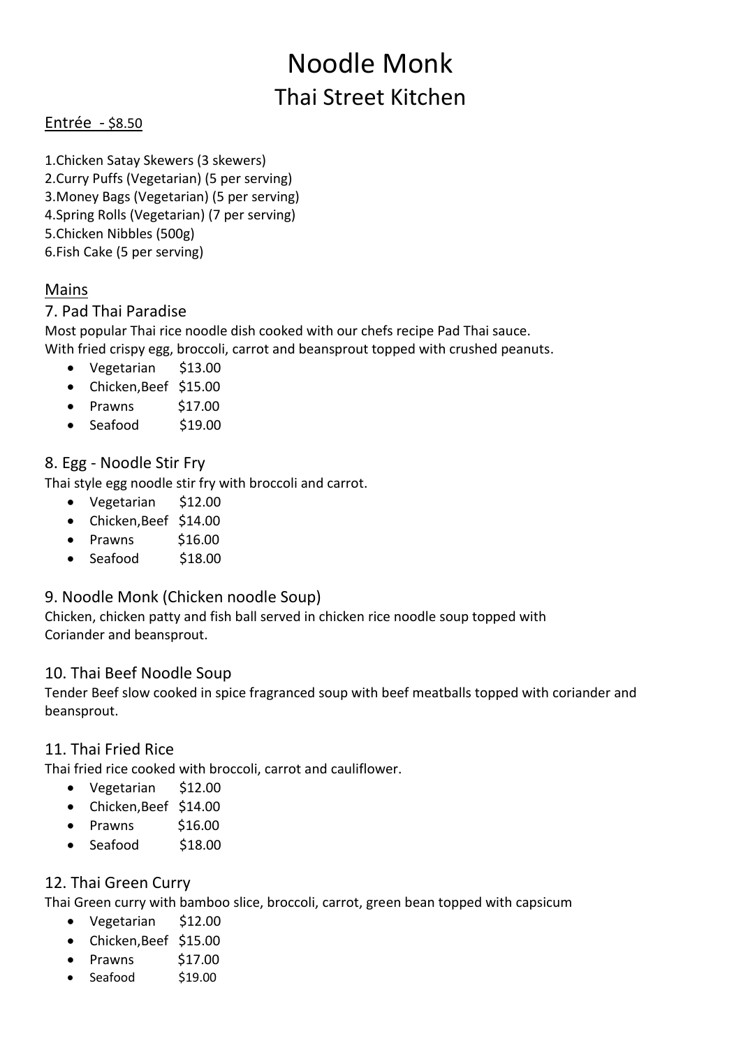# Noodle Monk

## Thai Street Kitchen

### Entrée - $8.50

1.Chicken Satay Skewers (3 skewers)
2.Curry Puffs (Vegetarian) (5 per serving)
3.Money Bags (Vegetarian) (5 per serving)
4.Spring Rolls (Vegetarian) (7 per serving)
5.Chicken Nibbles (500g)
6.Fish Cake (5 per serving)

### Mains

#### 7. Pad Thai Paradise

Most popular Thai rice noodle dish cooked with our chefs recipe Pad Thai sauce.
With fried crispy egg, broccoli, carrot and beansprout topped with crushed peanuts.

- Vegetarian $13.00
- Chicken,Beef $15.00
- Prawns $17.00
- Seafood $19.00

#### 8. Egg - Noodle Stir Fry

Thai style egg noodle stir fry with broccoli and carrot.

- Vegetarian $12.00
- Chicken,Beef $14.00
- Prawns $16.00
- Seafood $18.00

#### 9. Noodle Monk (Chicken noodle Soup)

Chicken, chicken patty and fish ball served in chicken rice noodle soup topped with
Coriander and beansprout.

#### 10. Thai Beef Noodle Soup

Tender Beef slow cooked in spice fragranced soup with beef meatballs topped with coriander and beansprout.

#### 11. Thai Fried Rice

Thai fried rice cooked with broccoli, carrot and cauliflower.

- Vegetarian $12.00
- Chicken,Beef $14.00
- Prawns $16.00
- Seafood $18.00

#### 12. Thai Green Curry

Thai Green curry with bamboo slice, broccoli, carrot, green bean topped with capsicum

- Vegetarian $12.00
- Chicken,Beef $15.00
- Prawns $17.00
- Seafood $19.00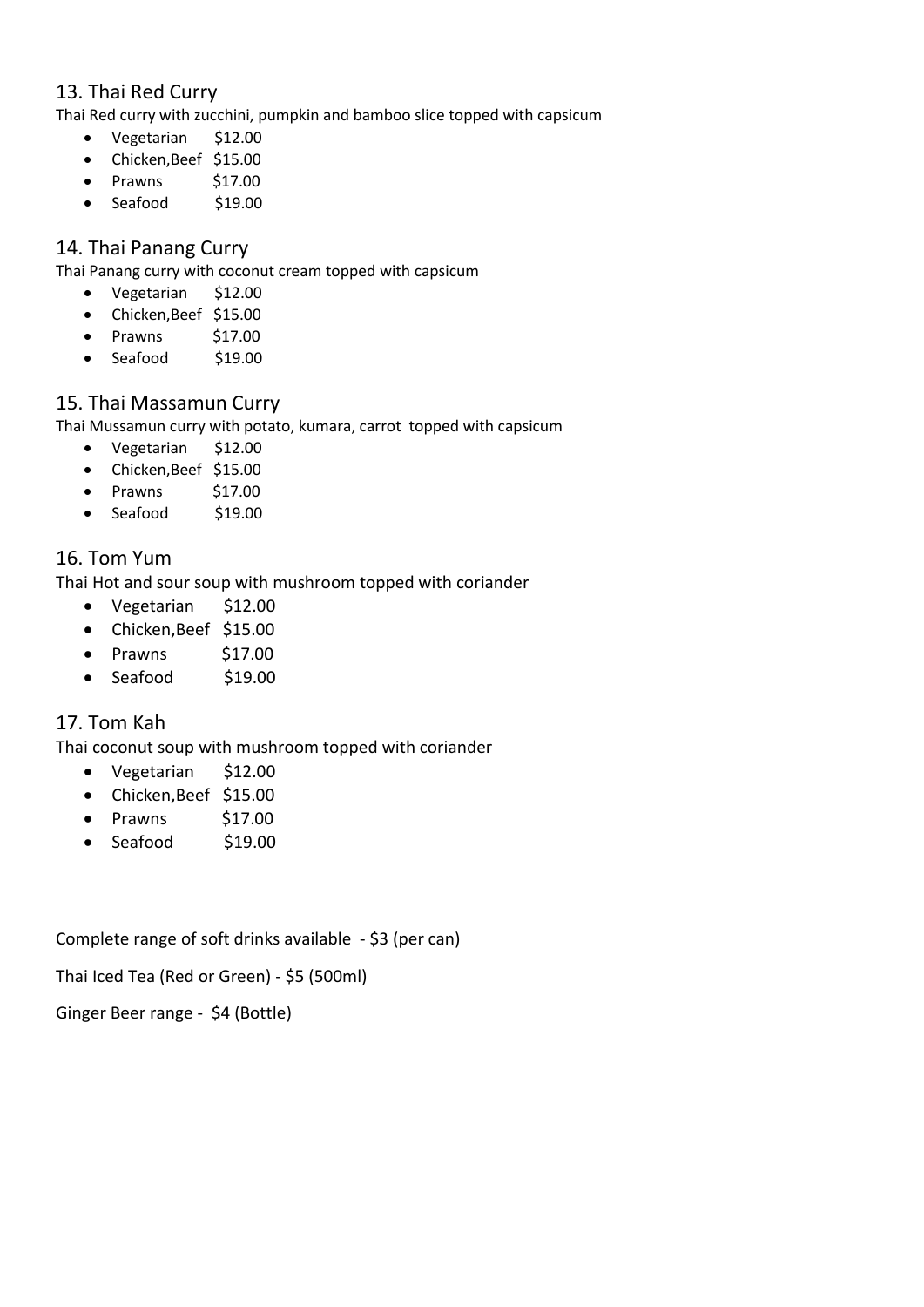## 13. Thai Red Curry

Thai Red curry with zucchini, pumpkin and bamboo slice topped with capsicum

- Vegetarian $12.00
- Chicken,Beef $15.00
- Prawns $17.00
- Seafood $19.00

## 14. Thai Panang Curry

Thai Panang curry with coconut cream topped with capsicum

- Vegetarian $12.00
- Chicken,Beef $15.00
- Prawns $17.00
- Seafood $19.00

## 15. Thai Massamun Curry

Thai Mussamun curry with potato, kumara, carrot topped with capsicum

- Vegetarian $12.00
- Chicken,Beef $15.00
- Prawns $17.00
- Seafood $19.00

## 16. Tom Yum

Thai Hot and sour soup with mushroom topped with coriander

- Vegetarian $12.00
- Chicken,Beef $15.00
- Prawns $17.00
- Seafood $19.00

## 17. Tom Kah

Thai coconut soup with mushroom topped with coriander

- Vegetarian $12.00
- Chicken,Beef $15.00
- Prawns $17.00
- Seafood $19.00

Complete range of soft drinks available - $3 (per can)

Thai Iced Tea (Red or Green) - $5 (500ml)

Ginger Beer range - $4 (Bottle)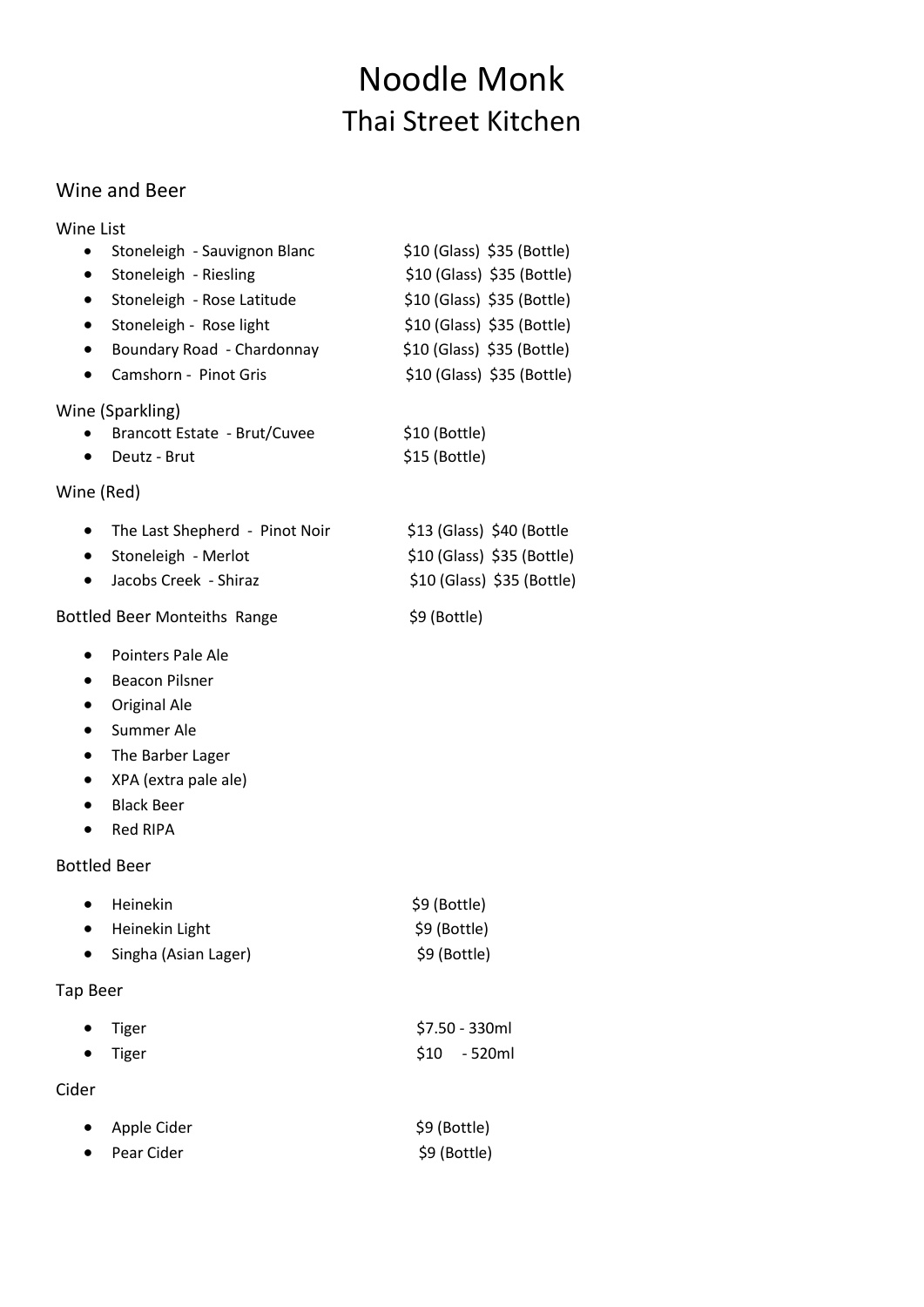# Noodle Monk
## Thai Street Kitchen

### Wine and Beer

#### Wine List

- Stoneleigh - Sauvignon Blanc — $10 (Glass) $35 (Bottle)
- Stoneleigh - Riesling — $10 (Glass) $35 (Bottle)
- Stoneleigh - Rose Latitude — $10 (Glass) $35 (Bottle)
- Stoneleigh - Rose light — $10 (Glass) $35 (Bottle)
- Boundary Road - Chardonnay — $10 (Glass) $35 (Bottle)
- Camshorn - Pinot Gris — $10 (Glass) $35 (Bottle)

#### Wine (Sparkling)

- Brancott Estate - Brut/Cuvee — $10 (Bottle)
- Deutz - Brut — $15 (Bottle)

#### Wine (Red)

- The Last Shepherd - Pinot Noir — $13 (Glass) $40 (Bottle
- Stoneleigh - Merlot — $10 (Glass) $35 (Bottle)
- Jacobs Creek - Shiraz — $10 (Glass) $35 (Bottle)

#### Bottled Beer Monteiths Range — $9 (Bottle)

- Pointers Pale Ale
- Beacon Pilsner
- Original Ale
- Summer Ale
- The Barber Lager
- XPA (extra pale ale)
- Black Beer
- Red RIPA

#### Bottled Beer

- Heinekin — $9 (Bottle)
- Heinekin Light — $9 (Bottle)
- Singha (Asian Lager) — $9 (Bottle)

#### Tap Beer

- Tiger — $7.50 - 330ml
- Tiger — $10 - 520ml

#### Cider

- Apple Cider — $9 (Bottle)
- Pear Cider — $9 (Bottle)